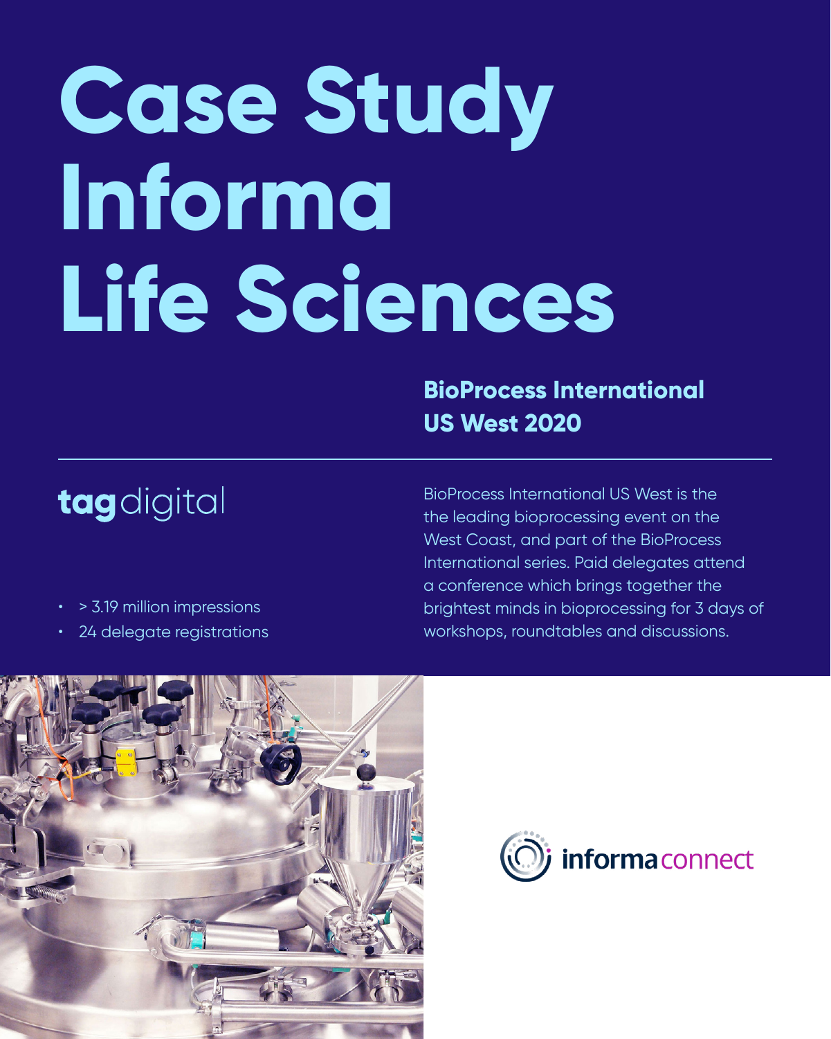# Case Study Informa Life Sciences

## BioProcess International US West 2020

tag digital

- > 3.19 million impressions
- 24 delegate registrations

BioProcess International US West is the the leading bioprocessing event on the West Coast, and part of the BioProcess International series. Paid delegates attend a conference which brings together the brightest minds in bioprocessing for 3 days of workshops, roundtables and discussions.

informa connect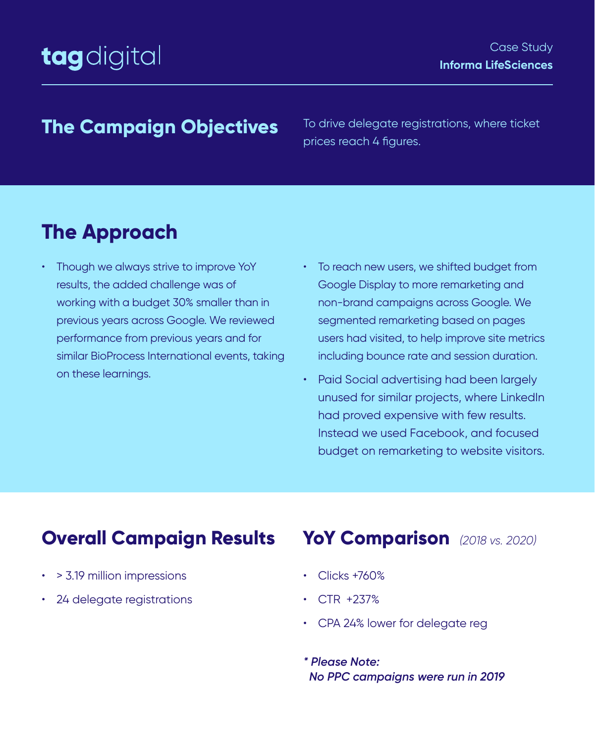**tag**digital

Case Study
**Informa LifeSciences**

## The Campaign Objectives

To drive delegate registrations, where ticket prices reach 4 figures.

## The Approach

- Though we always strive to improve YoY results, the added challenge was of working with a budget 30% smaller than in previous years across Google. We reviewed performance from previous years and for similar BioProcess International events, taking on these learnings.
- To reach new users, we shifted budget from Google Display to more remarketing and non-brand campaigns across Google. We segmented remarketing based on pages users had visited, to help improve site metrics including bounce rate and session duration.
- Paid Social advertising had been largely unused for similar projects, where LinkedIn had proved expensive with few results. Instead we used Facebook, and focused budget on remarketing to website visitors.

## Overall Campaign Results

- > 3.19 million impressions
- 24 delegate registrations

## YoY Comparison *(2018 vs. 2020)*

- Clicks +760%
- CTR +237%
- CPA 24% lower for delegate reg

***Please Note:**
***No PPC campaigns were run in 2019***